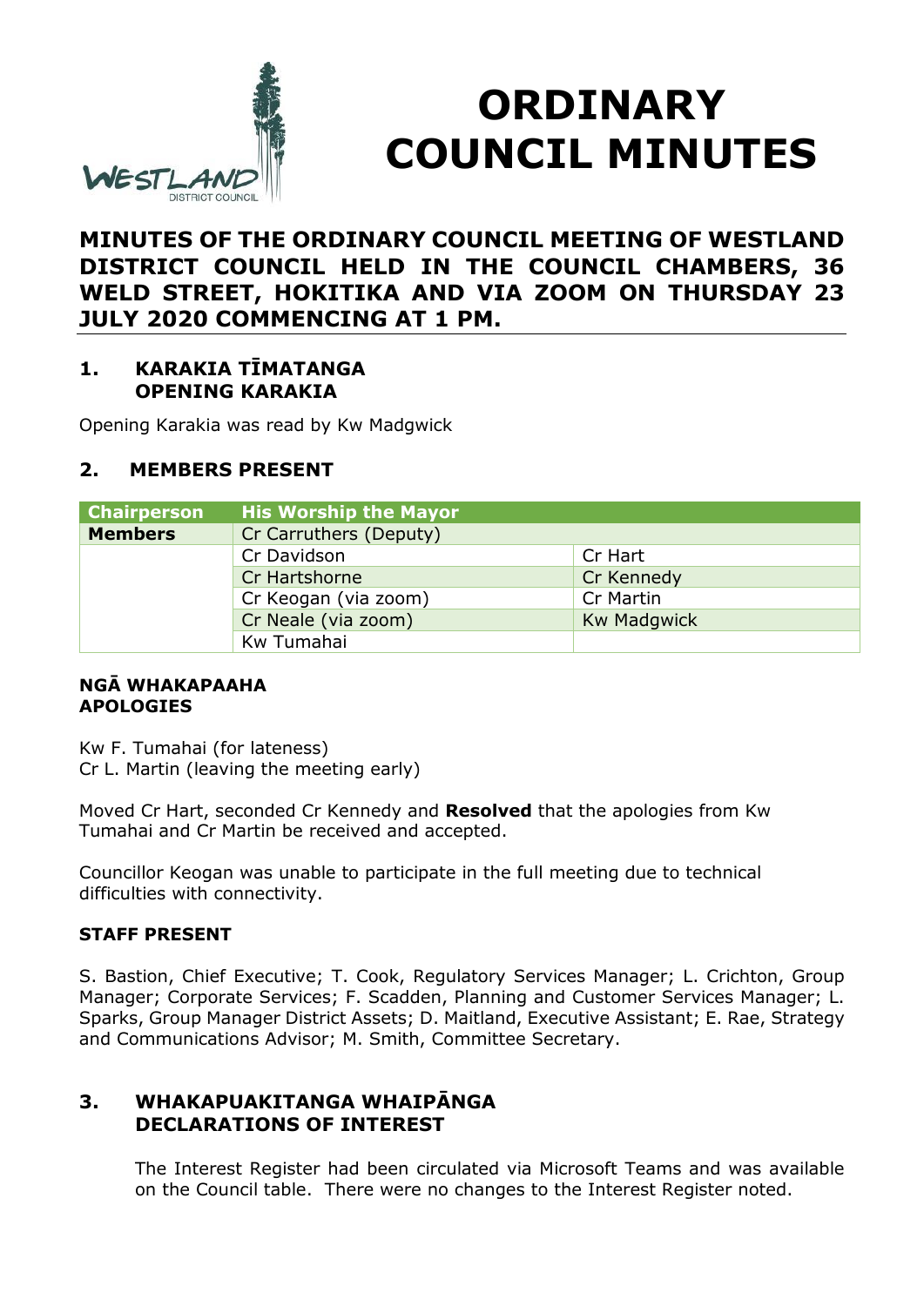// Logo area omitted (no image detected)

# ORDINARY COUNCIL MINUTES

## MINUTES OF THE ORDINARY COUNCIL MEETING OF WESTLAND DISTRICT COUNCIL HELD IN THE COUNCIL CHAMBERS, 36 WELD STREET, HOKITIKA AND VIA ZOOM ON THURSDAY 23 JULY 2020 COMMENCING AT 1 PM.

### 1. KARAKIA TĪMATANGA
### OPENING KARAKIA

Opening Karakia was read by Kw Madgwick

### 2. MEMBERS PRESENT

| Chairperson | His Worship the Mayor | |
|---|---|---|
| **Members** | Cr Carruthers (Deputy) | |
| | Cr Davidson | Cr Hart |
| | Cr Hartshorne | Cr Kennedy |
| | Cr Keogan (via zoom) | Cr Martin |
| | Cr Neale (via zoom) | Kw Madgwick |
| | Kw Tumahai | |

**NGĀ WHAKAPAAHA**
**APOLOGIES**

Kw F. Tumahai (for lateness)
Cr L. Martin (leaving the meeting early)

Moved Cr Hart, seconded Cr Kennedy and **Resolved** that the apologies from Kw Tumahai and Cr Martin be received and accepted.

Councillor Keogan was unable to participate in the full meeting due to technical difficulties with connectivity.

**STAFF PRESENT**

S. Bastion, Chief Executive; T. Cook, Regulatory Services Manager; L. Crichton, Group Manager; Corporate Services; F. Scadden, Planning and Customer Services Manager; L. Sparks, Group Manager District Assets; D. Maitland, Executive Assistant; E. Rae, Strategy and Communications Advisor; M. Smith, Committee Secretary.

### 3. WHAKAPUAKITANGA WHAIPĀNGA
### DECLARATIONS OF INTEREST

The Interest Register had been circulated via Microsoft Teams and was available on the Council table. There were no changes to the Interest Register noted.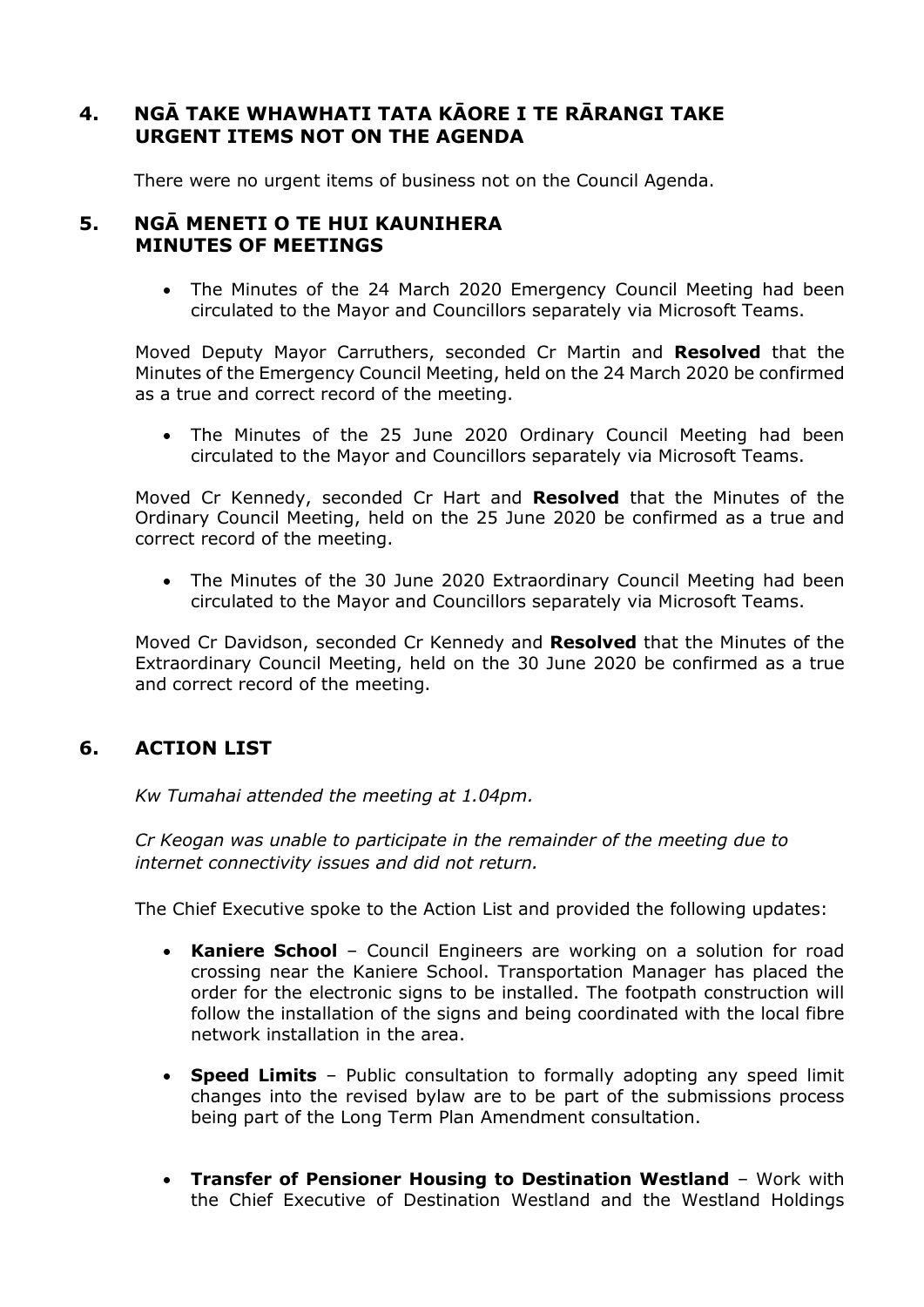## 4. NGĀ TAKE WHAWHATI TATA KĀORE I TE RĀRANGI TAKE URGENT ITEMS NOT ON THE AGENDA

There were no urgent items of business not on the Council Agenda.

## 5. NGĀ MENETI O TE HUI KAUNIHERA MINUTES OF MEETINGS

- The Minutes of the 24 March 2020 Emergency Council Meeting had been circulated to the Mayor and Councillors separately via Microsoft Teams.

Moved Deputy Mayor Carruthers, seconded Cr Martin and **Resolved** that the Minutes of the Emergency Council Meeting, held on the 24 March 2020 be confirmed as a true and correct record of the meeting.

- The Minutes of the 25 June 2020 Ordinary Council Meeting had been circulated to the Mayor and Councillors separately via Microsoft Teams.

Moved Cr Kennedy, seconded Cr Hart and **Resolved** that the Minutes of the Ordinary Council Meeting, held on the 25 June 2020 be confirmed as a true and correct record of the meeting.

- The Minutes of the 30 June 2020 Extraordinary Council Meeting had been circulated to the Mayor and Councillors separately via Microsoft Teams.

Moved Cr Davidson, seconded Cr Kennedy and **Resolved** that the Minutes of the Extraordinary Council Meeting, held on the 30 June 2020 be confirmed as a true and correct record of the meeting.

## 6. ACTION LIST

*Kw Tumahai attended the meeting at 1.04pm.*

*Cr Keogan was unable to participate in the remainder of the meeting due to internet connectivity issues and did not return.*

The Chief Executive spoke to the Action List and provided the following updates:

- **Kaniere School** – Council Engineers are working on a solution for road crossing near the Kaniere School. Transportation Manager has placed the order for the electronic signs to be installed. The footpath construction will follow the installation of the signs and being coordinated with the local fibre network installation in the area.

- **Speed Limits** – Public consultation to formally adopting any speed limit changes into the revised bylaw are to be part of the submissions process being part of the Long Term Plan Amendment consultation.

- **Transfer of Pensioner Housing to Destination Westland** – Work with the Chief Executive of Destination Westland and the Westland Holdings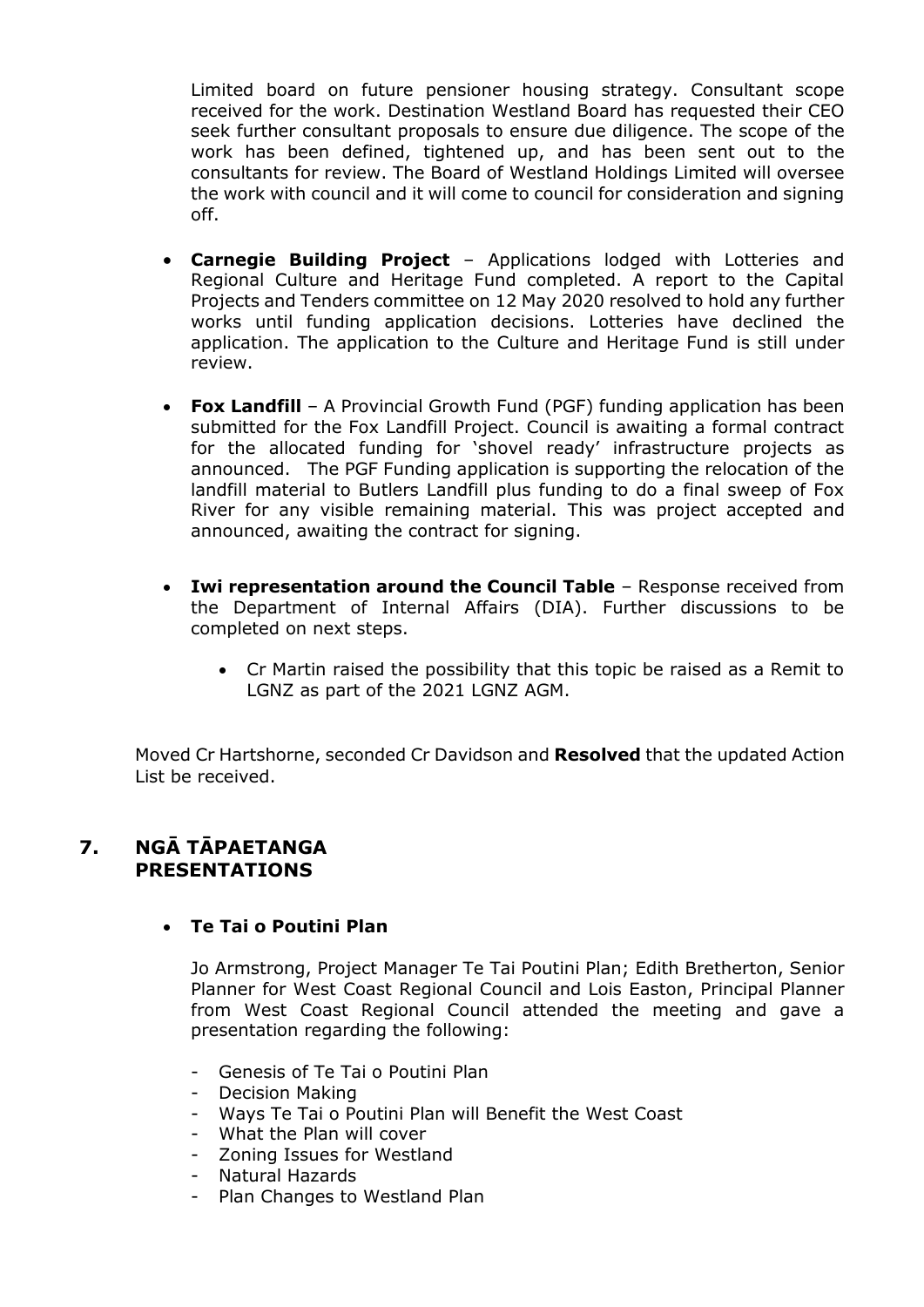Limited board on future pensioner housing strategy. Consultant scope received for the work. Destination Westland Board has requested their CEO seek further consultant proposals to ensure due diligence. The scope of the work has been defined, tightened up, and has been sent out to the consultants for review. The Board of Westland Holdings Limited will oversee the work with council and it will come to council for consideration and signing off.

- **Carnegie Building Project** – Applications lodged with Lotteries and Regional Culture and Heritage Fund completed. A report to the Capital Projects and Tenders committee on 12 May 2020 resolved to hold any further works until funding application decisions. Lotteries have declined the application. The application to the Culture and Heritage Fund is still under review.

- **Fox Landfill** – A Provincial Growth Fund (PGF) funding application has been submitted for the Fox Landfill Project. Council is awaiting a formal contract for the allocated funding for 'shovel ready' infrastructure projects as announced. The PGF Funding application is supporting the relocation of the landfill material to Butlers Landfill plus funding to do a final sweep of Fox River for any visible remaining material. This was project accepted and announced, awaiting the contract for signing.

- **Iwi representation around the Council Table** – Response received from the Department of Internal Affairs (DIA). Further discussions to be completed on next steps.
  - Cr Martin raised the possibility that this topic be raised as a Remit to LGNZ as part of the 2021 LGNZ AGM.

Moved Cr Hartshorne, seconded Cr Davidson and **Resolved** that the updated Action List be received.

## 7. NGĀ TĀPAETANGA PRESENTATIONS

- **Te Tai o Poutini Plan**

  Jo Armstrong, Project Manager Te Tai Poutini Plan; Edith Bretherton, Senior Planner for West Coast Regional Council and Lois Easton, Principal Planner from West Coast Regional Council attended the meeting and gave a presentation regarding the following:

  - Genesis of Te Tai o Poutini Plan
  - Decision Making
  - Ways Te Tai o Poutini Plan will Benefit the West Coast
  - What the Plan will cover
  - Zoning Issues for Westland
  - Natural Hazards
  - Plan Changes to Westland Plan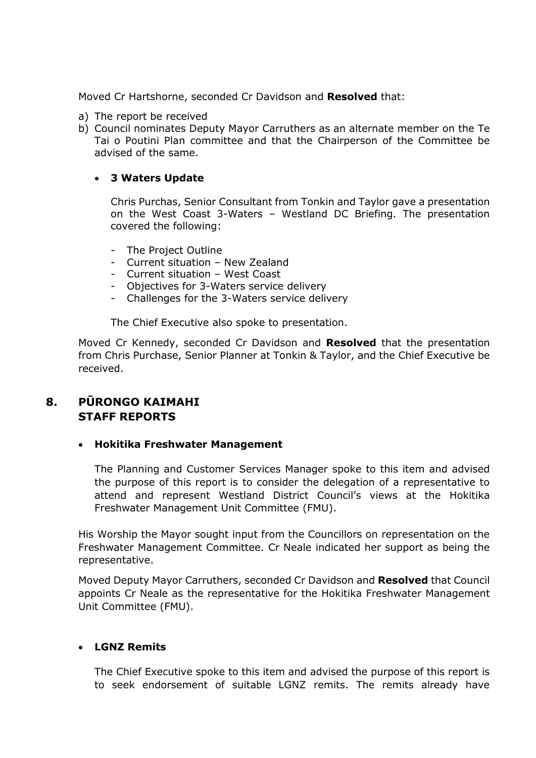Moved Cr Hartshorne, seconded Cr Davidson and **Resolved** that:

a) The report be received
b) Council nominates Deputy Mayor Carruthers as an alternate member on the Te Tai o Poutini Plan committee and that the Chairperson of the Committee be advised of the same.

- **3 Waters Update**

  Chris Purchas, Senior Consultant from Tonkin and Taylor gave a presentation on the West Coast 3-Waters – Westland DC Briefing. The presentation covered the following:

  - The Project Outline
  - Current situation – New Zealand
  - Current situation – West Coast
  - Objectives for 3-Waters service delivery
  - Challenges for the 3-Waters service delivery

  The Chief Executive also spoke to presentation.

Moved Cr Kennedy, seconded Cr Davidson and **Resolved** that the presentation from Chris Purchase, Senior Planner at Tonkin & Taylor, and the Chief Executive be received.

## 8. PŪRONGO KAIMAHI STAFF REPORTS

- **Hokitika Freshwater Management**

  The Planning and Customer Services Manager spoke to this item and advised the purpose of this report is to consider the delegation of a representative to attend and represent Westland District Council's views at the Hokitika Freshwater Management Unit Committee (FMU).

His Worship the Mayor sought input from the Councillors on representation on the Freshwater Management Committee. Cr Neale indicated her support as being the representative.

Moved Deputy Mayor Carruthers, seconded Cr Davidson and **Resolved** that Council appoints Cr Neale as the representative for the Hokitika Freshwater Management Unit Committee (FMU).

- **LGNZ Remits**

  The Chief Executive spoke to this item and advised the purpose of this report is to seek endorsement of suitable LGNZ remits. The remits already have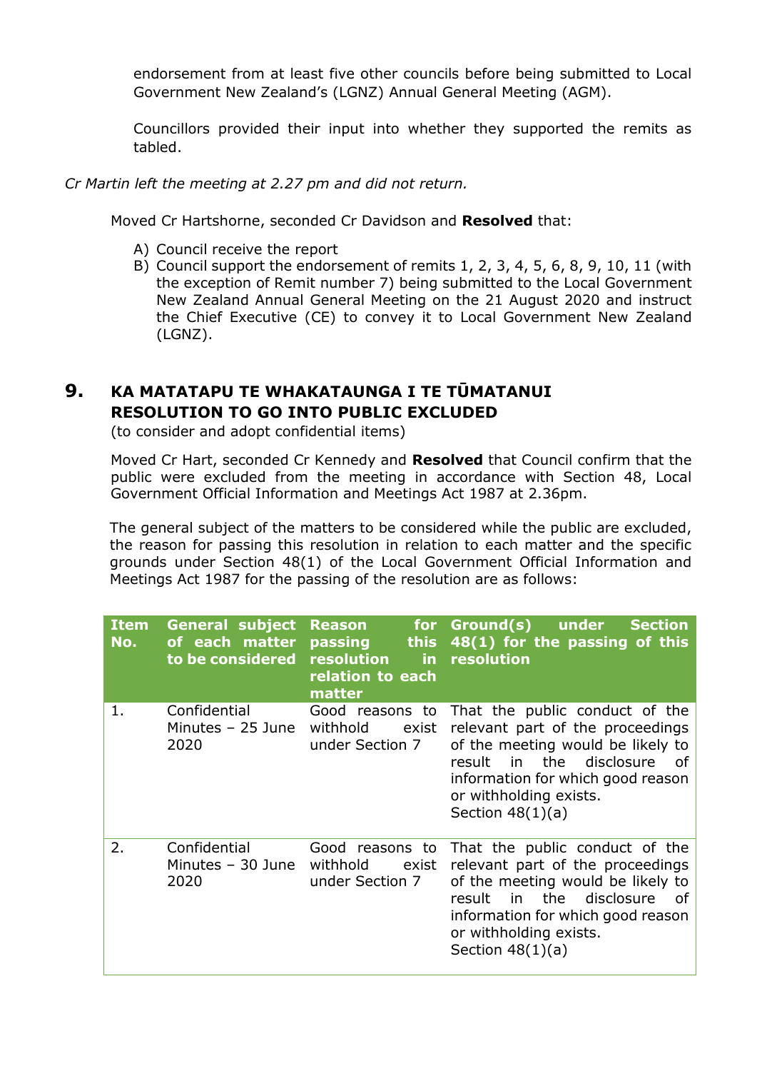endorsement from at least five other councils before being submitted to Local Government New Zealand's (LGNZ) Annual General Meeting (AGM).

Councillors provided their input into whether they supported the remits as tabled.

*Cr Martin left the meeting at 2.27 pm and did not return.*

Moved Cr Hartshorne, seconded Cr Davidson and **Resolved** that:

A) Council receive the report
B) Council support the endorsement of remits 1, 2, 3, 4, 5, 6, 8, 9, 10, 11 (with the exception of Remit number 7) being submitted to the Local Government New Zealand Annual General Meeting on the 21 August 2020 and instruct the Chief Executive (CE) to convey it to Local Government New Zealand (LGNZ).

## 9. KA MATATAPU TE WHAKATAUNGA I TE TŪMATANUI RESOLUTION TO GO INTO PUBLIC EXCLUDED

(to consider and adopt confidential items)

Moved Cr Hart, seconded Cr Kennedy and **Resolved** that Council confirm that the public were excluded from the meeting in accordance with Section 48, Local Government Official Information and Meetings Act 1987 at 2.36pm.

The general subject of the matters to be considered while the public are excluded, the reason for passing this resolution in relation to each matter and the specific grounds under Section 48(1) of the Local Government Official Information and Meetings Act 1987 for the passing of the resolution are as follows:

| Item No. | General subject of each matter to be considered | Reason for passing this resolution in relation to each matter | Ground(s) under Section 48(1) for the passing of this resolution |
|---|---|---|---|
| 1. | Confidential Minutes – 25 June 2020 | Good reasons to withhold exist under Section 7 | That the public conduct of the relevant part of the proceedings of the meeting would be likely to result in the disclosure of information for which good reason or withholding exists. Section 48(1)(a) |
| 2. | Confidential Minutes – 30 June 2020 | Good reasons to withhold exist under Section 7 | That the public conduct of the relevant part of the proceedings of the meeting would be likely to result in the disclosure of information for which good reason or withholding exists. Section 48(1)(a) |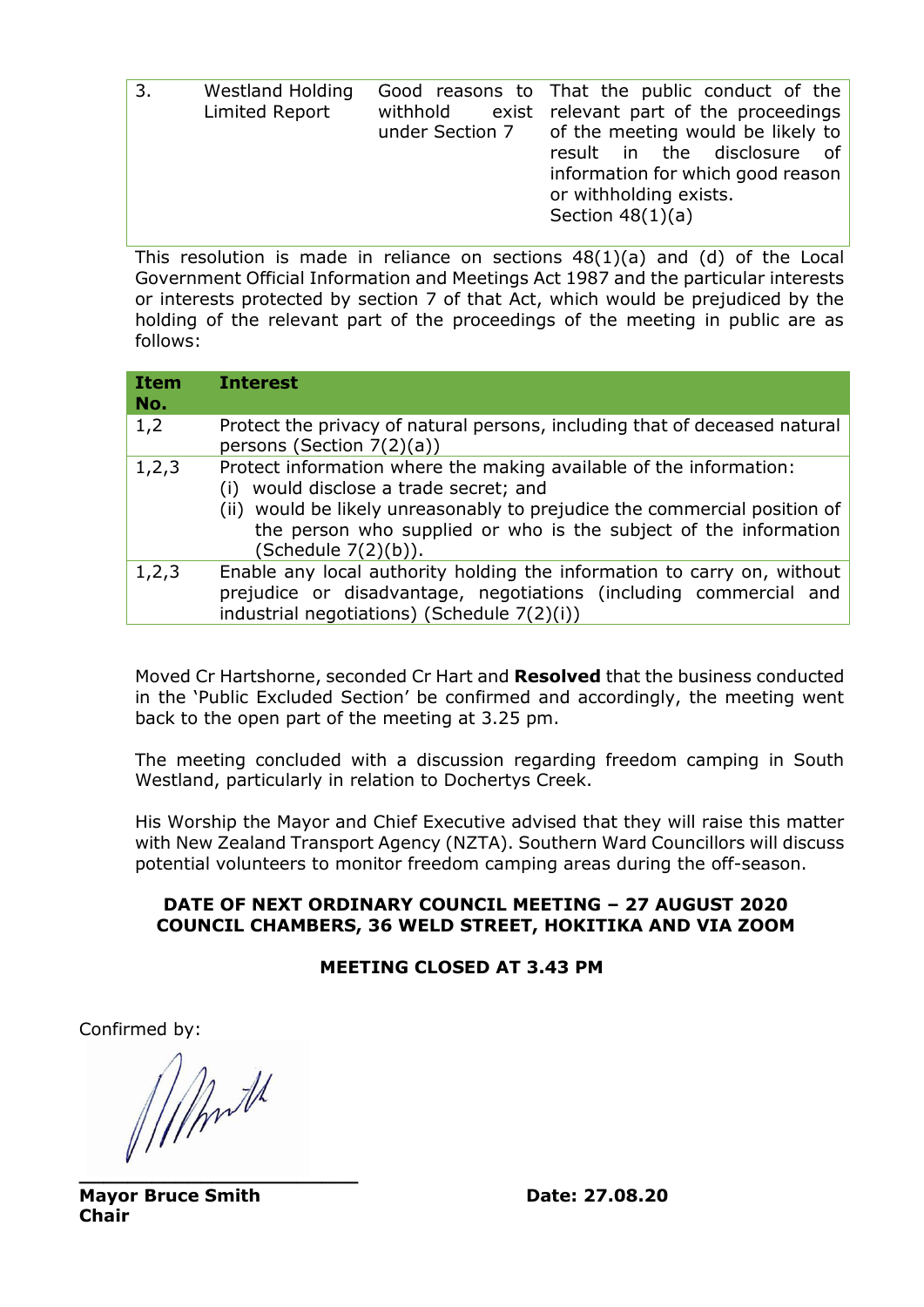| | | | |
|---|---|---|---|
| 3. | Westland Holding Limited Report | Good reasons to withhold exist under Section 7 | That the public conduct of the relevant part of the proceedings of the meeting would be likely to result in the disclosure of information for which good reason or withholding exists. Section 48(1)(a) |

This resolution is made in reliance on sections 48(1)(a) and (d) of the Local Government Official Information and Meetings Act 1987 and the particular interests or interests protected by section 7 of that Act, which would be prejudiced by the holding of the relevant part of the proceedings of the meeting in public are as follows:

| Item No. | Interest |
|---|---|
| 1,2 | Protect the privacy of natural persons, including that of deceased natural persons (Section 7(2)(a)) |
| 1,2,3 | Protect information where the making available of the information: (i) would disclose a trade secret; and (ii) would be likely unreasonably to prejudice the commercial position of the person who supplied or who is the subject of the information (Schedule 7(2)(b)). |
| 1,2,3 | Enable any local authority holding the information to carry on, without prejudice or disadvantage, negotiations (including commercial and industrial negotiations) (Schedule 7(2)(i)) |

Moved Cr Hartshorne, seconded Cr Hart and **Resolved** that the business conducted in the 'Public Excluded Section' be confirmed and accordingly, the meeting went back to the open part of the meeting at 3.25 pm.

The meeting concluded with a discussion regarding freedom camping in South Westland, particularly in relation to Dochertys Creek.

His Worship the Mayor and Chief Executive advised that they will raise this matter with New Zealand Transport Agency (NZTA). Southern Ward Councillors will discuss potential volunteers to monitor freedom camping areas during the off-season.

**DATE OF NEXT ORDINARY COUNCIL MEETING – 27 AUGUST 2020**
**COUNCIL CHAMBERS, 36 WELD STREET, HOKITIKA AND VIA ZOOM**

**MEETING CLOSED AT 3.43 PM**

Confirmed by:

_______________________

**Mayor Bruce Smith**
**Chair**

**Date: 27.08.20**